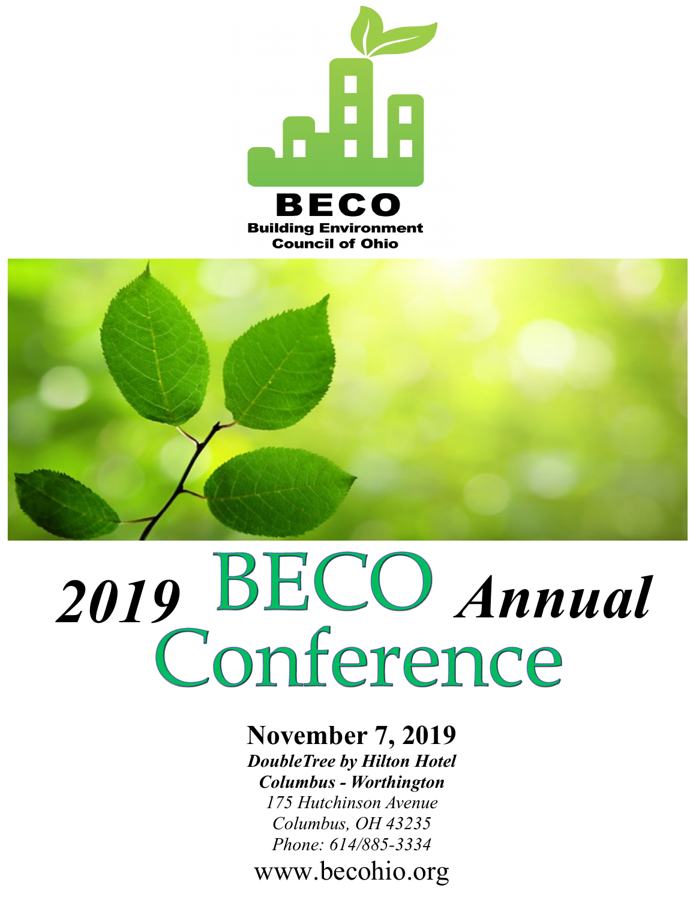**BECO**

**Building Environment Council of Ohio**

# *2019* BECO *Annual* Conference

**November 7, 2019**

***DoubleTree by Hilton Hotel***

***Columbus - Worthington***

*175 Hutchinson Avenue*

*Columbus, OH 43235*

*Phone: 614/885-3334*

www.becohio.org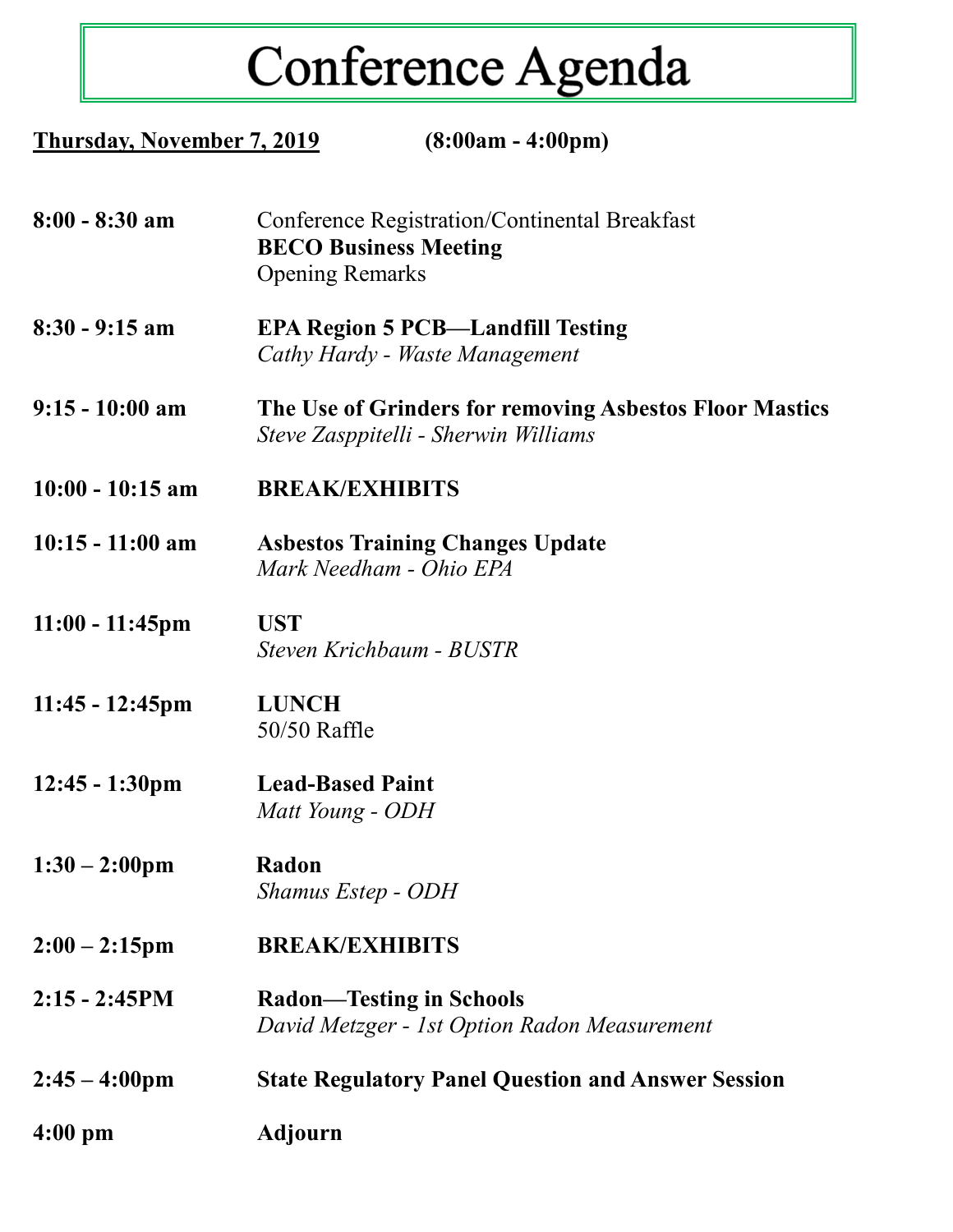# Conference Agenda

**Thursday, November 7, 2019** **(8:00am - 4:00pm)**

| | |
|---|---|
| **8:00 - 8:30 am** | Conference Registration/Continental Breakfast<br>**BECO Business Meeting**<br>Opening Remarks |
| **8:30 - 9:15 am** | **EPA Region 5 PCB—Landfill Testing**<br>*Cathy Hardy - Waste Management* |
| **9:15 - 10:00 am** | **The Use of Grinders for removing Asbestos Floor Mastics**<br>*Steve Zasppitelli - Sherwin Williams* |
| **10:00 - 10:15 am** | **BREAK/EXHIBITS** |
| **10:15 - 11:00 am** | **Asbestos Training Changes Update**<br>*Mark Needham - Ohio EPA* |
| **11:00 - 11:45pm** | **UST**<br>*Steven Krichbaum - BUSTR* |
| **11:45 - 12:45pm** | **LUNCH**<br>50/50 Raffle |
| **12:45 - 1:30pm** | **Lead-Based Paint**<br>*Matt Young - ODH* |
| **1:30 – 2:00pm** | **Radon**<br>*Shamus Estep - ODH* |
| **2:00 – 2:15pm** | **BREAK/EXHIBITS** |
| **2:15 - 2:45PM** | **Radon—Testing in Schools**<br>*David Metzger - 1st Option Radon Measurement* |
| **2:45 – 4:00pm** | **State Regulatory Panel Question and Answer Session** |
| **4:00 pm** | **Adjourn** |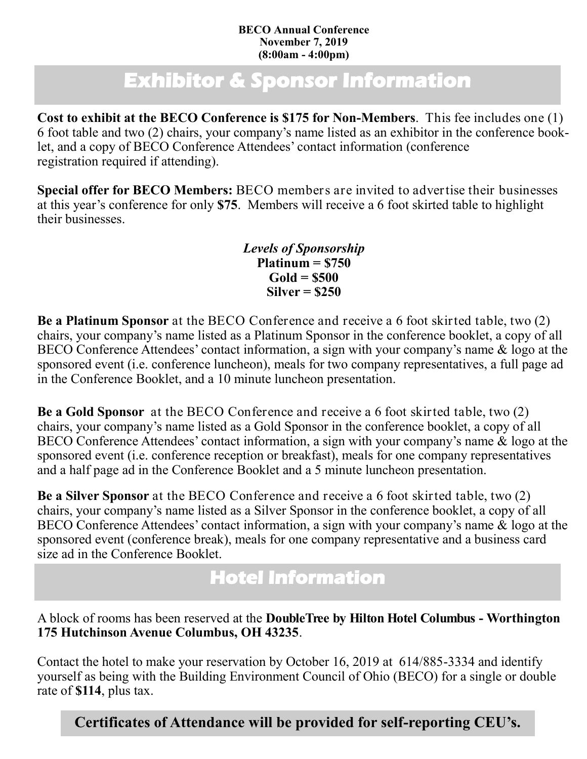**BECO Annual Conference**
**November 7, 2019**
**(8:00am - 4:00pm)**

# Exhibitor & Sponsor Information

**Cost to exhibit at the BECO Conference is $175 for Non-Members**. This fee includes one (1) 6 foot table and two (2) chairs, your company's name listed as an exhibitor in the conference booklet, and a copy of BECO Conference Attendees' contact information (conference registration required if attending).

**Special offer for BECO Members:** BECO members are invited to advertise their businesses at this year's conference for only **$75**. Members will receive a 6 foot skirted table to highlight their businesses.

***Levels of Sponsorship***
**Platinum = $750**
**Gold = $500**
**Silver = $250**

**Be a Platinum Sponsor** at the BECO Conference and receive a 6 foot skirted table, two (2) chairs, your company's name listed as a Platinum Sponsor in the conference booklet, a copy of all BECO Conference Attendees' contact information, a sign with your company's name & logo at the sponsored event (i.e. conference luncheon), meals for two company representatives, a full page ad in the Conference Booklet, and a 10 minute luncheon presentation.

**Be a Gold Sponsor** at the BECO Conference and receive a 6 foot skirted table, two (2) chairs, your company's name listed as a Gold Sponsor in the conference booklet, a copy of all BECO Conference Attendees' contact information, a sign with your company's name & logo at the sponsored event (i.e. conference reception or breakfast), meals for one company representatives and a half page ad in the Conference Booklet and a 5 minute luncheon presentation.

**Be a Silver Sponsor** at the BECO Conference and receive a 6 foot skirted table, two (2) chairs, your company's name listed as a Silver Sponsor in the conference booklet, a copy of all BECO Conference Attendees' contact information, a sign with your company's name & logo at the sponsored event (conference break), meals for one company representative and a business card size ad in the Conference Booklet.

# Hotel Information

A block of rooms has been reserved at the **DoubleTree by Hilton Hotel Columbus - Worthington 175 Hutchinson Avenue Columbus, OH 43235**.

Contact the hotel to make your reservation by October 16, 2019 at 614/885-3334 and identify yourself as being with the Building Environment Council of Ohio (BECO) for a single or double rate of **$114**, plus tax.

**Certificates of Attendance will be provided for self-reporting CEU's.**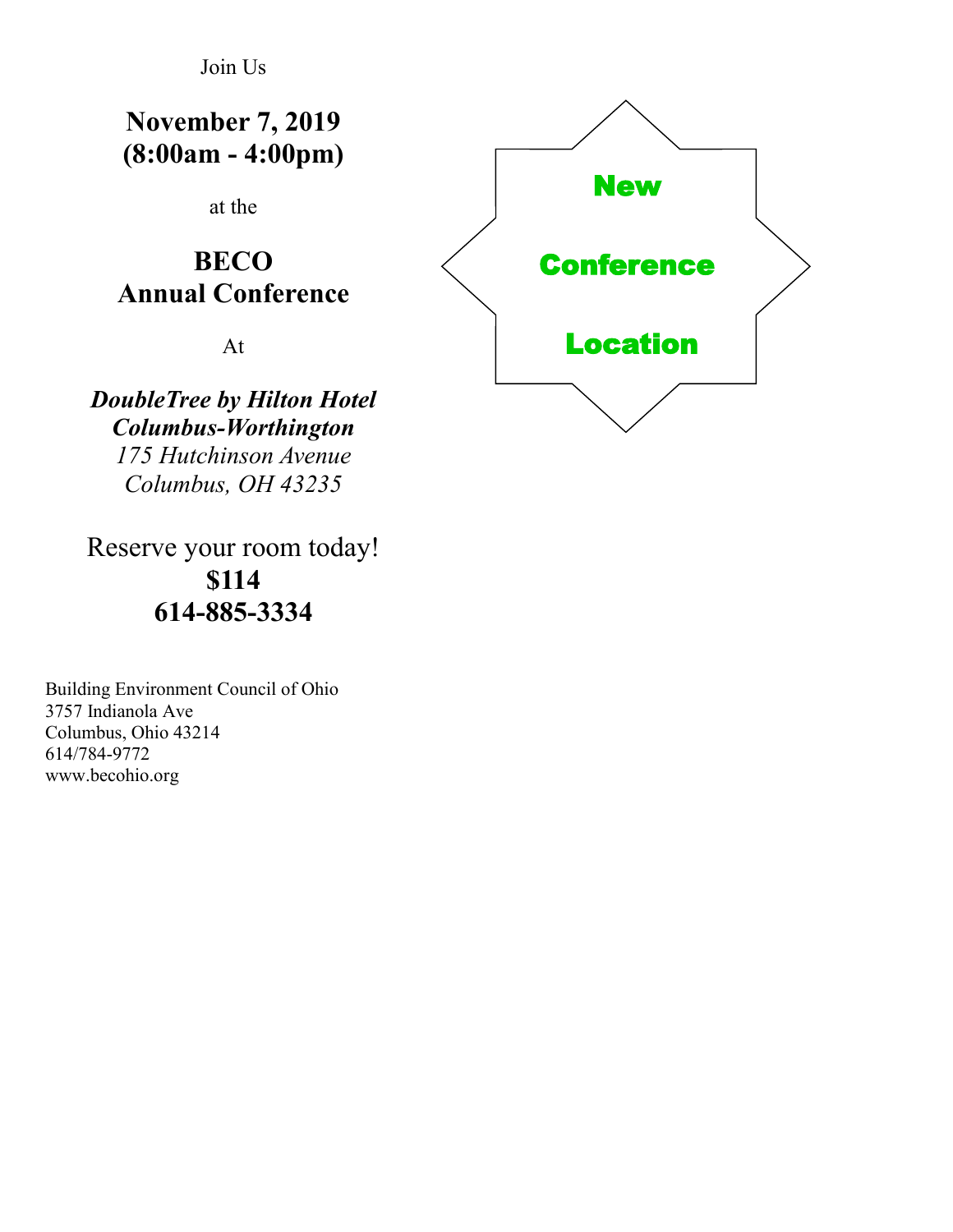Join Us

**November 7, 2019**
**(8:00am - 4:00pm)**

at the

**BECO**
**Annual Conference**

At

***DoubleTree by Hilton Hotel***
***Columbus-Worthington***
*175 Hutchinson Avenue*
*Columbus, OH 43235*

Reserve your room today!
**$114**
**614-885-3334**

**New**

**Conference**

**Location**

Building Environment Council of Ohio
3757 Indianola Ave
Columbus, Ohio 43214
614/784-9772
www.becohio.org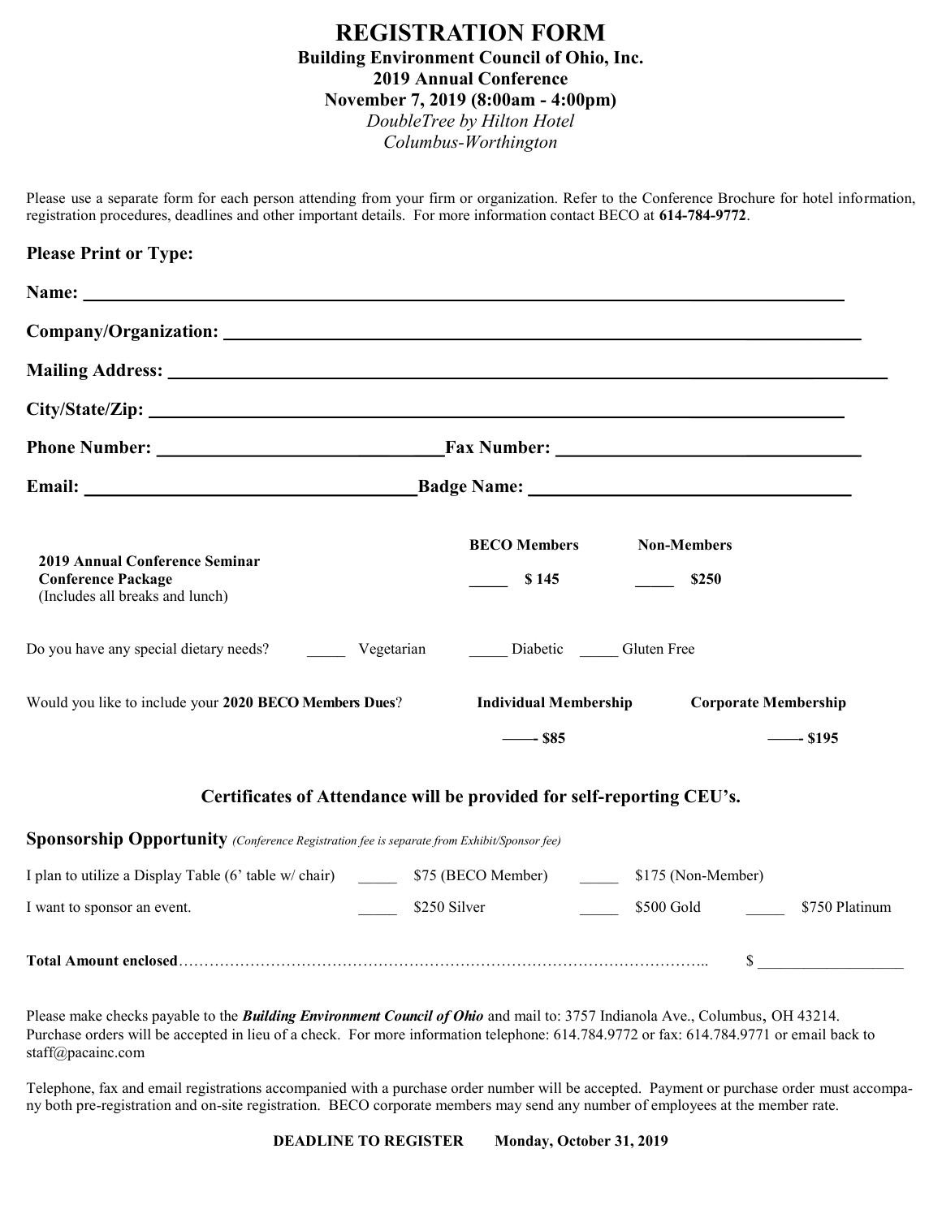# REGISTRATION FORM

**Building Environment Council of Ohio, Inc.**
**2019 Annual Conference**
**November 7, 2019 (8:00am - 4:00pm)**
*DoubleTree by Hilton Hotel*
*Columbus-Worthington*

Please use a separate form for each person attending from your firm or organization. Refer to the Conference Brochure for hotel information, registration procedures, deadlines and other important details. For more information contact BECO at **614-784-9772**.

**Please Print or Type:**

**Name:** ______________________________________________

**Company/Organization:** ______________________________________________

**Mailing Address:** ______________________________________________

**City/State/Zip:** ______________________________________________

**Phone Number:** ____________________ **Fax Number:** ____________________

**Email:** ____________________ **Badge Name:** ____________________

| | BECO Members | Non-Members |
|---|---|---|
| **2019 Annual Conference Seminar Conference Package** (Includes all breaks and lunch) | _____ **$ 145** | _____ **$250** |

Do you have any special dietary needs? _____ Vegetarian _____ Diabetic _____ Gluten Free

| | Individual Membership | Corporate Membership |
|---|---|---|
| Would you like to include your **2020 BECO Members Dues**? | —— **$85** | —— **$195** |

### Certificates of Attendance will be provided for self-reporting CEU's.

**Sponsorship Opportunity** *(Conference Registration fee is separate from Exhibit/Sponsor fee)*

I plan to utilize a Display Table (6' table w/ chair) _____ $75 (BECO Member) _____ $175 (Non-Member)

I want to sponsor an event. _____ $250 Silver _____ $500 Gold _____ $750 Platinum

**Total Amount enclosed**……………………………………………………………………………………….. $ __________________

Please make checks payable to the ***Building Environment Council of Ohio*** and mail to: 3757 Indianola Ave., Columbus, OH 43214. Purchase orders will be accepted in lieu of a check. For more information telephone: 614.784.9772 or fax: 614.784.9771 or email back to staff@pacainc.com

Telephone, fax and email registrations accompanied with a purchase order number will be accepted. Payment or purchase order must accompany both pre-registration and on-site registration. BECO corporate members may send any number of employees at the member rate.

**DEADLINE TO REGISTER Monday, October 31, 2019**